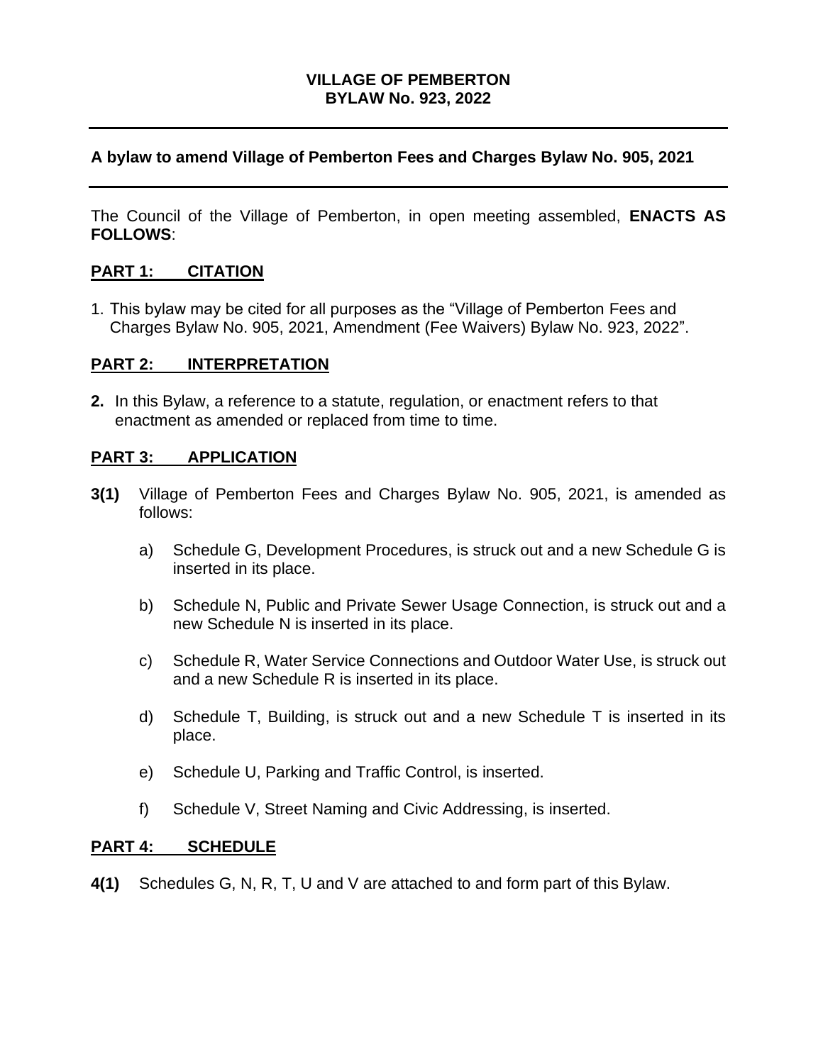**VILLAGE OF PEMBERTON**
**BYLAW No. 923, 2022**

---

**A bylaw to amend Village of Pemberton Fees and Charges Bylaw No. 905, 2021**

---

The Council of the Village of Pemberton, in open meeting assembled, **ENACTS AS FOLLOWS**:

## PART 1: CITATION

1. This bylaw may be cited for all purposes as the "Village of Pemberton Fees and Charges Bylaw No. 905, 2021, Amendment (Fee Waivers) Bylaw No. 923, 2022".

## PART 2: INTERPRETATION

**2.** In this Bylaw, a reference to a statute, regulation, or enactment refers to that enactment as amended or replaced from time to time.

## PART 3: APPLICATION

**3(1)** Village of Pemberton Fees and Charges Bylaw No. 905, 2021, is amended as follows:

a) Schedule G, Development Procedures, is struck out and a new Schedule G is inserted in its place.

b) Schedule N, Public and Private Sewer Usage Connection, is struck out and a new Schedule N is inserted in its place.

c) Schedule R, Water Service Connections and Outdoor Water Use, is struck out and a new Schedule R is inserted in its place.

d) Schedule T, Building, is struck out and a new Schedule T is inserted in its place.

e) Schedule U, Parking and Traffic Control, is inserted.

f) Schedule V, Street Naming and Civic Addressing, is inserted.

## PART 4: SCHEDULE

**4(1)** Schedules G, N, R, T, U and V are attached to and form part of this Bylaw.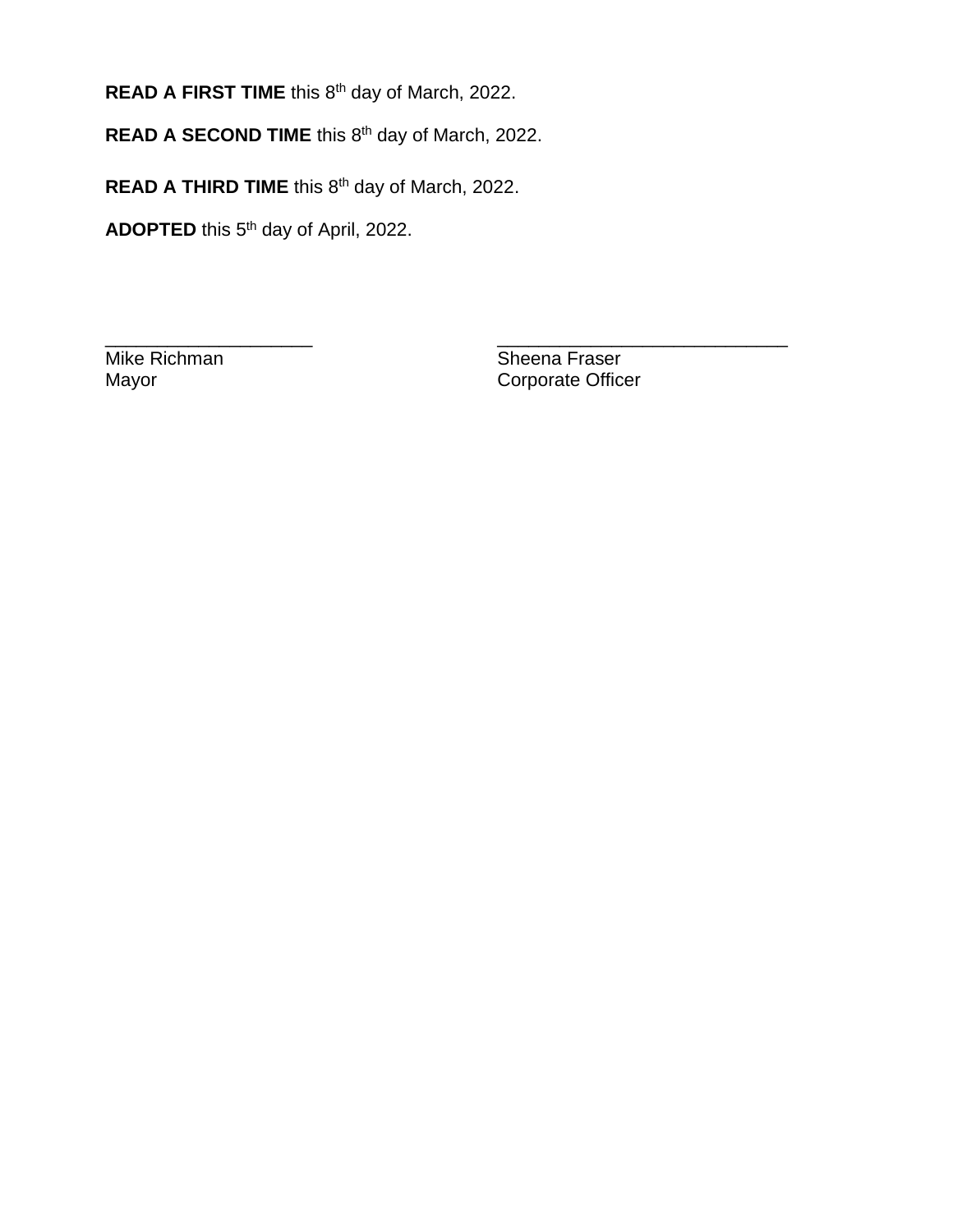**READ A FIRST TIME** this 8th day of March, 2022.

**READ A SECOND TIME** this 8th day of March, 2022.

**READ A THIRD TIME** this 8th day of March, 2022.

**ADOPTED** this 5th day of April, 2022.

| ____________________ | ____________________________ |
|---|---|
| Mike Richman | Sheena Fraser |
| Mayor | Corporate Officer |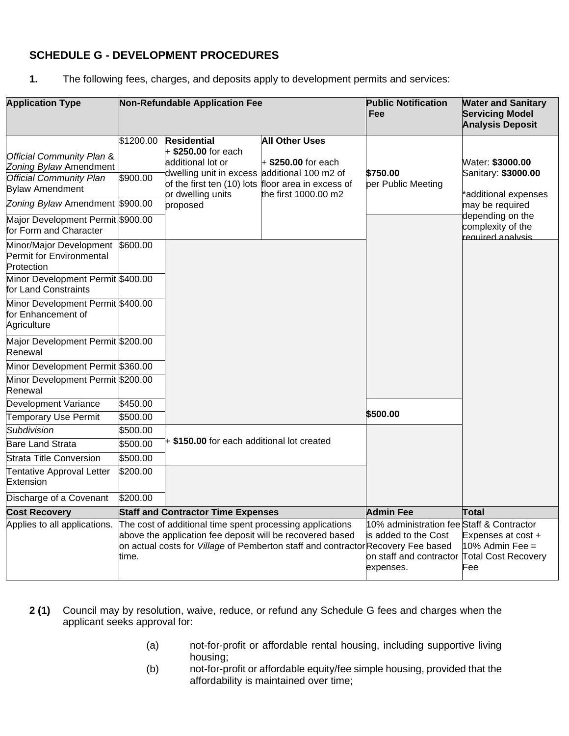## SCHEDULE G - DEVELOPMENT PROCEDURES

**1.** The following fees, charges, and deposits apply to development permits and services:

| Application Type | Non-Refundable Application Fee | | | Public Notification Fee | Water and Sanitary Servicing Model Analysis Deposit |
|---|---|---|---|---|---|
| *Official Community Plan* & *Zoning Bylaw* Amendment | $1200.00 | **Residential** + **$250.00** for each additional lot or dwelling unit in excess of the first ten (10) lots or dwelling units proposed | **All Other Uses** + **$250.00** for each additional 100 m2 of floor area in excess of the first 1000.00 m2 | **$750.00** per Public Meeting | Water: **$3000.00** Sanitary: **$3000.00** *additional expenses may be required depending on the complexity of the required analysis |
| *Official Community Plan* Bylaw Amendment | $900.00 | | | | |
| *Zoning Bylaw* Amendment | $900.00 | | | | |
| Major Development Permit for Form and Character | $900.00 | | | | |
| Minor/Major Development Permit for Environmental Protection | $600.00 | | | | |
| Minor Development Permit for Land Constraints | $400.00 | | | | |
| Minor Development Permit for Enhancement of Agriculture | $400.00 | | | | |
| Major Development Permit Renewal | $200.00 | | | | |
| Minor Development Permit | $360.00 | | | | |
| Minor Development Permit Renewal | $200.00 | | | | |
| Development Variance Permit | $450.00 | | | **$500.00** | |
| Temporary Use Permit | $500.00 | | | | |
| *Subdivision* | $500.00 | + **$150.00** for each additional lot created | | | |
| Bare Land Strata | $500.00 | | | | |
| Strata Title Conversion | $500.00 | | | | |
| Tentative Approval Letter Extension | $200.00 | | | | |
| Discharge of a Covenant | $200.00 | | | | |
| **Cost Recovery** | **Staff and Contractor Time Expenses** | | | **Admin Fee** | **Total** |
| Applies to all applications. | The cost of additional time spent processing applications above the application fee deposit will be recovered based on actual costs for *Village* of Pemberton staff and contractor time. | | | 10% administration fee is added to the Cost Recovery Fee based on staff and contractor expenses. | Staff & Contractor Expenses at cost + 10% Admin Fee = Total Cost Recovery Fee |

**2 (1)** Council may by resolution, waive, reduce, or refund any Schedule G fees and charges when the applicant seeks approval for:

(a) not-for-profit or affordable rental housing, including supportive living housing;

(b) not-for-profit or affordable equity/fee simple housing, provided that the affordability is maintained over time;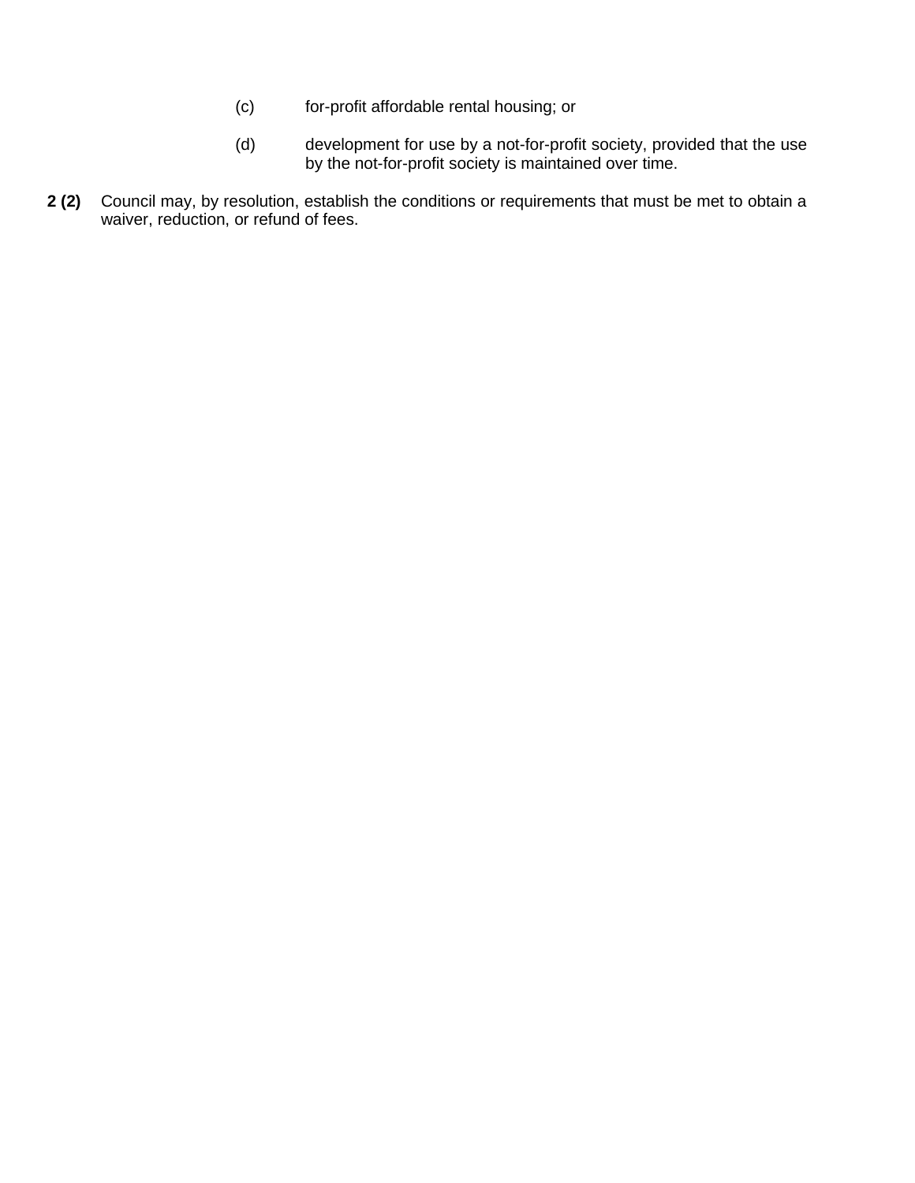(c) for-profit affordable rental housing; or

(d) development for use by a not-for-profit society, provided that the use by the not-for-profit society is maintained over time.

**2 (2)** Council may, by resolution, establish the conditions or requirements that must be met to obtain a waiver, reduction, or refund of fees.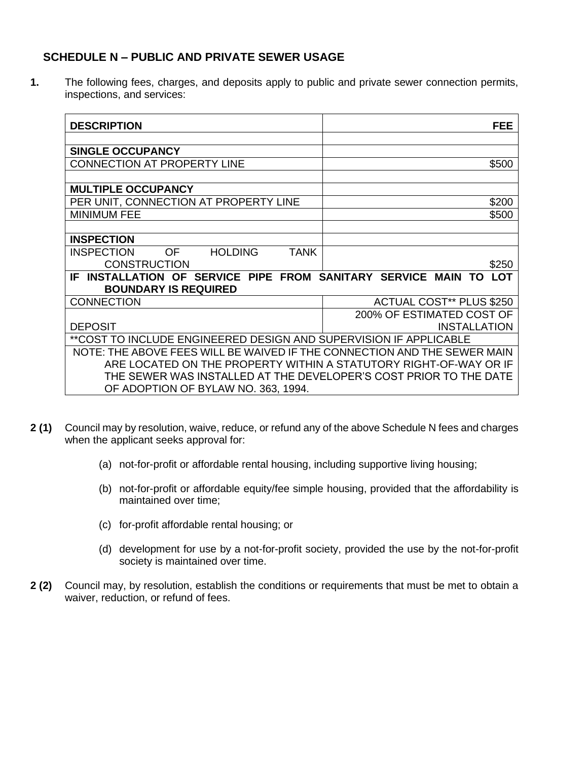## SCHEDULE N – PUBLIC AND PRIVATE SEWER USAGE

**1.** The following fees, charges, and deposits apply to public and private sewer connection permits, inspections, and services:

| DESCRIPTION | FEE |
|---|---|
| | |
| **SINGLE OCCUPANCY** | |
| CONNECTION AT PROPERTY LINE | $500 |
| | |
| **MULTIPLE OCCUPANCY** | |
| PER UNIT, CONNECTION AT PROPERTY LINE | $200 |
| MINIMUM FEE | $500 |
| | |
| **INSPECTION** | |
| INSPECTION OF HOLDING TANK CONSTRUCTION | $250 |
| **IF INSTALLATION OF SERVICE PIPE FROM SANITARY SERVICE MAIN TO LOT BOUNDARY IS REQUIRED** | |
| CONNECTION | ACTUAL COST** PLUS $250 |
| DEPOSIT | 200% OF ESTIMATED COST OF INSTALLATION |
| **COST TO INCLUDE ENGINEERED DESIGN AND SUPERVISION IF APPLICABLE | |
| NOTE: THE ABOVE FEES WILL BE WAIVED IF THE CONNECTION AND THE SEWER MAIN ARE LOCATED ON THE PROPERTY WITHIN A STATUTORY RIGHT-OF-WAY OR IF THE SEWER WAS INSTALLED AT THE DEVELOPER'S COST PRIOR TO THE DATE OF ADOPTION OF BYLAW NO. 363, 1994. | |

**2 (1)** Council may by resolution, waive, reduce, or refund any of the above Schedule N fees and charges when the applicant seeks approval for:

(a) not-for-profit or affordable rental housing, including supportive living housing;

(b) not-for-profit or affordable equity/fee simple housing, provided that the affordability is maintained over time;

(c) for-profit affordable rental housing; or

(d) development for use by a not-for-profit society, provided the use by the not-for-profit society is maintained over time.

**2 (2)** Council may, by resolution, establish the conditions or requirements that must be met to obtain a waiver, reduction, or refund of fees.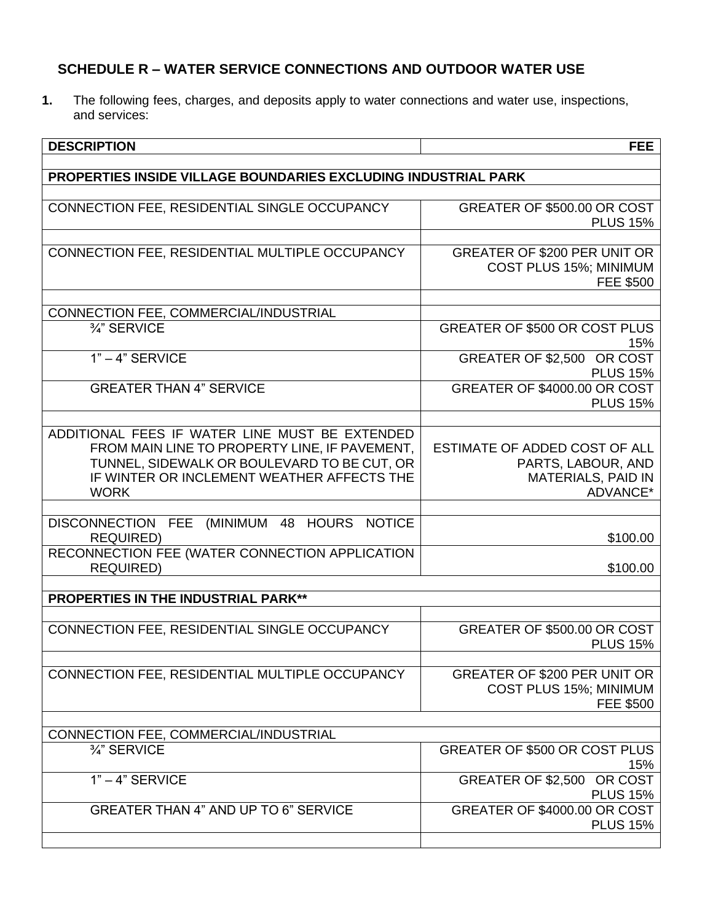## SCHEDULE R – WATER SERVICE CONNECTIONS AND OUTDOOR WATER USE

**1.** The following fees, charges, and deposits apply to water connections and water use, inspections, and services:

| DESCRIPTION | FEE |
|---|---|
| | |
| **PROPERTIES INSIDE VILLAGE BOUNDARIES EXCLUDING INDUSTRIAL PARK** | |
| | |
| CONNECTION FEE, RESIDENTIAL SINGLE OCCUPANCY | GREATER OF $500.00 OR COST PLUS 15% |
| | |
| CONNECTION FEE, RESIDENTIAL MULTIPLE OCCUPANCY | GREATER OF $200 PER UNIT OR COST PLUS 15%; MINIMUM FEE $500 |
| | |
| CONNECTION FEE, COMMERCIAL/INDUSTRIAL | |
| ¾" SERVICE | GREATER OF $500 OR COST PLUS 15% |
| 1" – 4" SERVICE | GREATER OF $2,500 OR COST PLUS 15% |
| GREATER THAN 4" SERVICE | GREATER OF $4000.00 OR COST PLUS 15% |
| | |
| ADDITIONAL FEES IF WATER LINE MUST BE EXTENDED FROM MAIN LINE TO PROPERTY LINE, IF PAVEMENT, TUNNEL, SIDEWALK OR BOULEVARD TO BE CUT, OR IF WINTER OR INCLEMENT WEATHER AFFECTS THE WORK | ESTIMATE OF ADDED COST OF ALL PARTS, LABOUR, AND MATERIALS, PAID IN ADVANCE* |
| | |
| DISCONNECTION FEE (MINIMUM 48 HOURS NOTICE REQUIRED) | $100.00 |
| RECONNECTION FEE (WATER CONNECTION APPLICATION REQUIRED) | $100.00 |
| | |
| **PROPERTIES IN THE INDUSTRIAL PARK**** | |
| | |
| CONNECTION FEE, RESIDENTIAL SINGLE OCCUPANCY | GREATER OF $500.00 OR COST PLUS 15% |
| | |
| CONNECTION FEE, RESIDENTIAL MULTIPLE OCCUPANCY | GREATER OF $200 PER UNIT OR COST PLUS 15%; MINIMUM FEE $500 |
| | |
| CONNECTION FEE, COMMERCIAL/INDUSTRIAL | |
| ¾" SERVICE | GREATER OF $500 OR COST PLUS 15% |
| 1" – 4" SERVICE | GREATER OF $2,500 OR COST PLUS 15% |
| GREATER THAN 4" AND UP TO 6" SERVICE | GREATER OF $4000.00 OR COST PLUS 15% |
| | |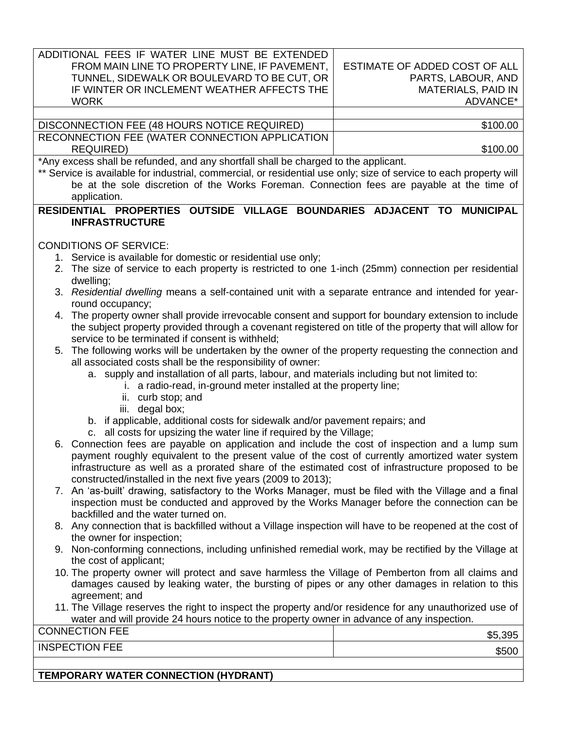| | |
|---|---|
| ADDITIONAL FEES IF WATER LINE MUST BE EXTENDED FROM MAIN LINE TO PROPERTY LINE, IF PAVEMENT, TUNNEL, SIDEWALK OR BOULEVARD TO BE CUT, OR IF WINTER OR INCLEMENT WEATHER AFFECTS THE WORK | ESTIMATE OF ADDED COST OF ALL PARTS, LABOUR, AND MATERIALS, PAID IN ADVANCE* |
| | |
| DISCONNECTION FEE (48 HOURS NOTICE REQUIRED) | \$100.00 |
| RECONNECTION FEE (WATER CONNECTION APPLICATION REQUIRED) | \$100.00 |

*Any excess shall be refunded, and any shortfall shall be charged to the applicant.

** Service is available for industrial, commercial, or residential use only; size of service to each property will be at the sole discretion of the Works Foreman. Connection fees are payable at the time of application.

**RESIDENTIAL PROPERTIES OUTSIDE VILLAGE BOUNDARIES ADJACENT TO MUNICIPAL INFRASTRUCTURE**

CONDITIONS OF SERVICE:

1. Service is available for domestic or residential use only;
2. The size of service to each property is restricted to one 1-inch (25mm) connection per residential dwelling;
3. *Residential dwelling* means a self-contained unit with a separate entrance and intended for year-round occupancy;
4. The property owner shall provide irrevocable consent and support for boundary extension to include the subject property provided through a covenant registered on title of the property that will allow for service to be terminated if consent is withheld;
5. The following works will be undertaken by the owner of the property requesting the connection and all associated costs shall be the responsibility of owner:
   a. supply and installation of all parts, labour, and materials including but not limited to:
      i. a radio-read, in-ground meter installed at the property line;
      ii. curb stop; and
      iii. degal box;
   b. if applicable, additional costs for sidewalk and/or pavement repairs; and
   c. all costs for upsizing the water line if required by the Village;
6. Connection fees are payable on application and include the cost of inspection and a lump sum payment roughly equivalent to the present value of the cost of currently amortized water system infrastructure as well as a prorated share of the estimated cost of infrastructure proposed to be constructed/installed in the next five years (2009 to 2013);
7. An 'as-built' drawing, satisfactory to the Works Manager, must be filed with the Village and a final inspection must be conducted and approved by the Works Manager before the connection can be backfilled and the water turned on.
8. Any connection that is backfilled without a Village inspection will have to be reopened at the cost of the owner for inspection;
9. Non-conforming connections, including unfinished remedial work, may be rectified by the Village at the cost of applicant;
10. The property owner will protect and save harmless the Village of Pemberton from all claims and damages caused by leaking water, the bursting of pipes or any other damages in relation to this agreement; and
11. The Village reserves the right to inspect the property and/or residence for any unauthorized use of water and will provide 24 hours notice to the property owner in advance of any inspection.

| | |
|---|---|
| CONNECTION FEE | \$5,395 |
| INSPECTION FEE | \$500 |

**TEMPORARY WATER CONNECTION (HYDRANT)**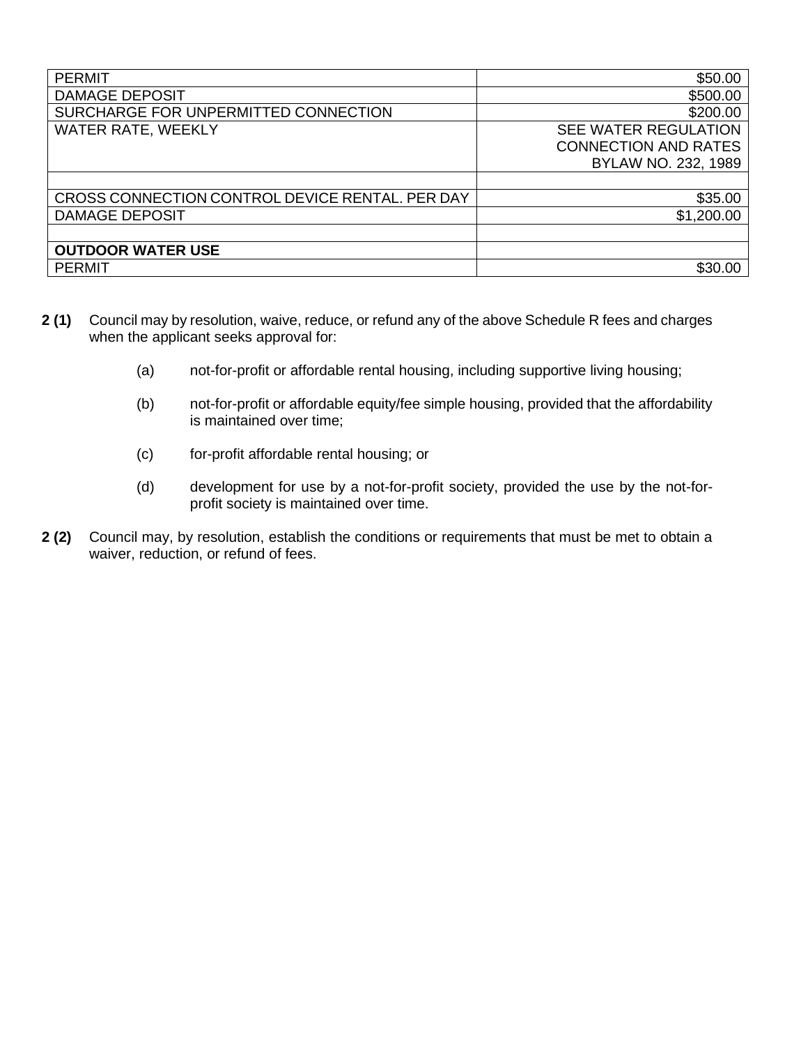| | |
|---|---|
| PERMIT | $50.00 |
| DAMAGE DEPOSIT | $500.00 |
| SURCHARGE FOR UNPERMITTED CONNECTION | $200.00 |
| WATER RATE, WEEKLY | SEE WATER REGULATION CONNECTION AND RATES BYLAW NO. 232, 1989 |
| | |
| CROSS CONNECTION CONTROL DEVICE RENTAL. PER DAY | $35.00 |
| DAMAGE DEPOSIT | $1,200.00 |
| | |
| **OUTDOOR WATER USE** | |
| PERMIT | $30.00 |

**2 (1)** Council may by resolution, waive, reduce, or refund any of the above Schedule R fees and charges when the applicant seeks approval for:

(a) not-for-profit or affordable rental housing, including supportive living housing;

(b) not-for-profit or affordable equity/fee simple housing, provided that the affordability is maintained over time;

(c) for-profit affordable rental housing; or

(d) development for use by a not-for-profit society, provided the use by the not-for-profit society is maintained over time.

**2 (2)** Council may, by resolution, establish the conditions or requirements that must be met to obtain a waiver, reduction, or refund of fees.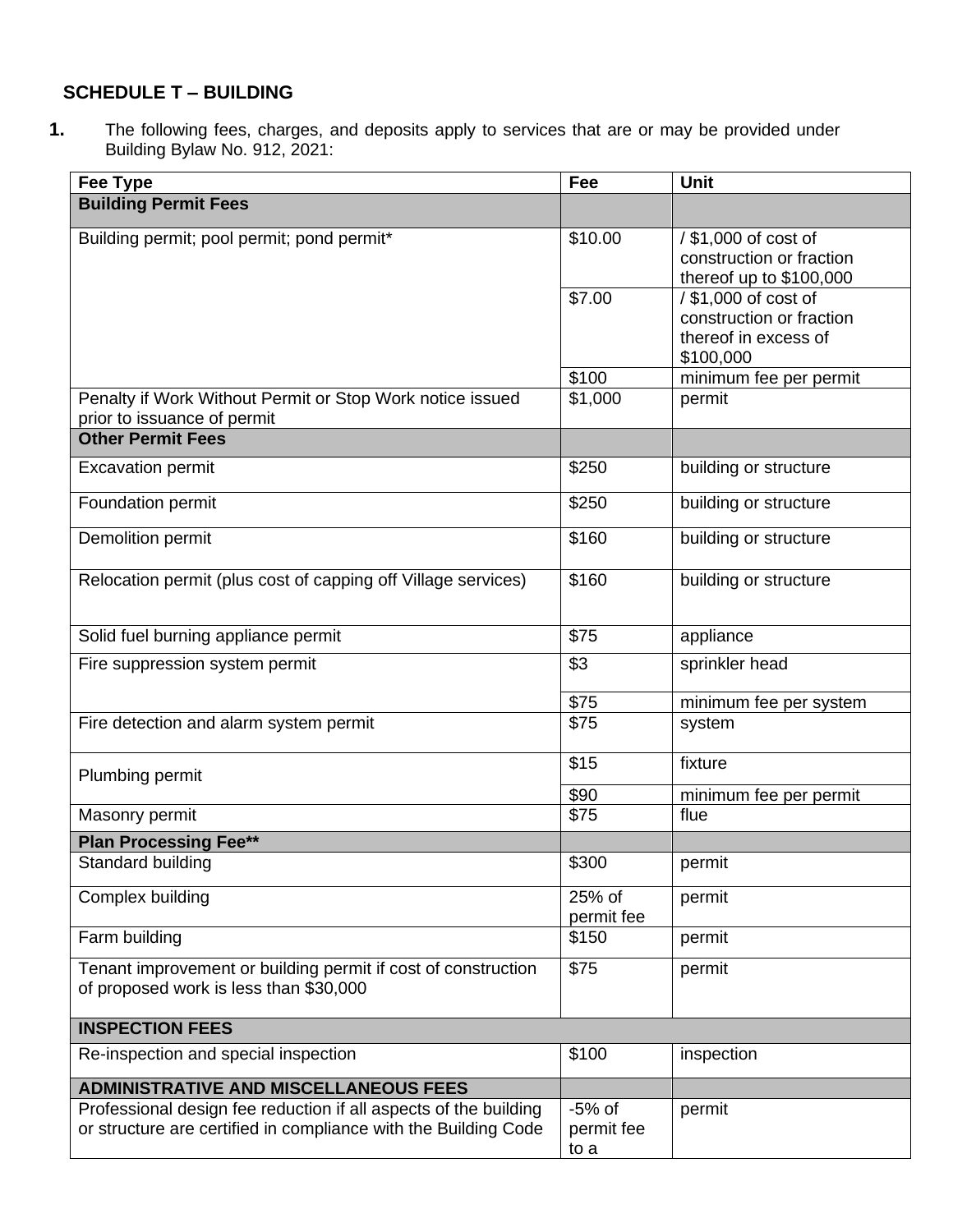## SCHEDULE T – BUILDING

**1.** The following fees, charges, and deposits apply to services that are or may be provided under Building Bylaw No. 912, 2021:

| Fee Type | Fee | Unit |
|---|---|---|
| **Building Permit Fees** | | |
| Building permit; pool permit; pond permit* | $10.00 | / $1,000 of cost of construction or fraction thereof up to $100,000 |
| | $7.00 | / $1,000 of cost of construction or fraction thereof in excess of $100,000 |
| | $100 | minimum fee per permit |
| Penalty if Work Without Permit or Stop Work notice issued prior to issuance of permit | $1,000 | permit |
| **Other Permit Fees** | | |
| Excavation permit | $250 | building or structure |
| Foundation permit | $250 | building or structure |
| Demolition permit | $160 | building or structure |
| Relocation permit (plus cost of capping off Village services) | $160 | building or structure |
| Solid fuel burning appliance permit | $75 | appliance |
| Fire suppression system permit | $3 | sprinkler head |
| | $75 | minimum fee per system |
| Fire detection and alarm system permit | $75 | system |
| Plumbing permit | $15 | fixture |
| | $90 | minimum fee per permit |
| Masonry permit | $75 | flue |
| **Plan Processing Fee**** | | |
| Standard building | $300 | permit |
| Complex building | 25% of permit fee | permit |
| Farm building | $150 | permit |
| Tenant improvement or building permit if cost of construction of proposed work is less than $30,000 | $75 | permit |
| **INSPECTION FEES** | | |
| Re-inspection and special inspection | $100 | inspection |
| **ADMINISTRATIVE AND MISCELLANEOUS FEES** | | |
| Professional design fee reduction if all aspects of the building or structure are certified in compliance with the Building Code | -5% of permit fee to a | permit |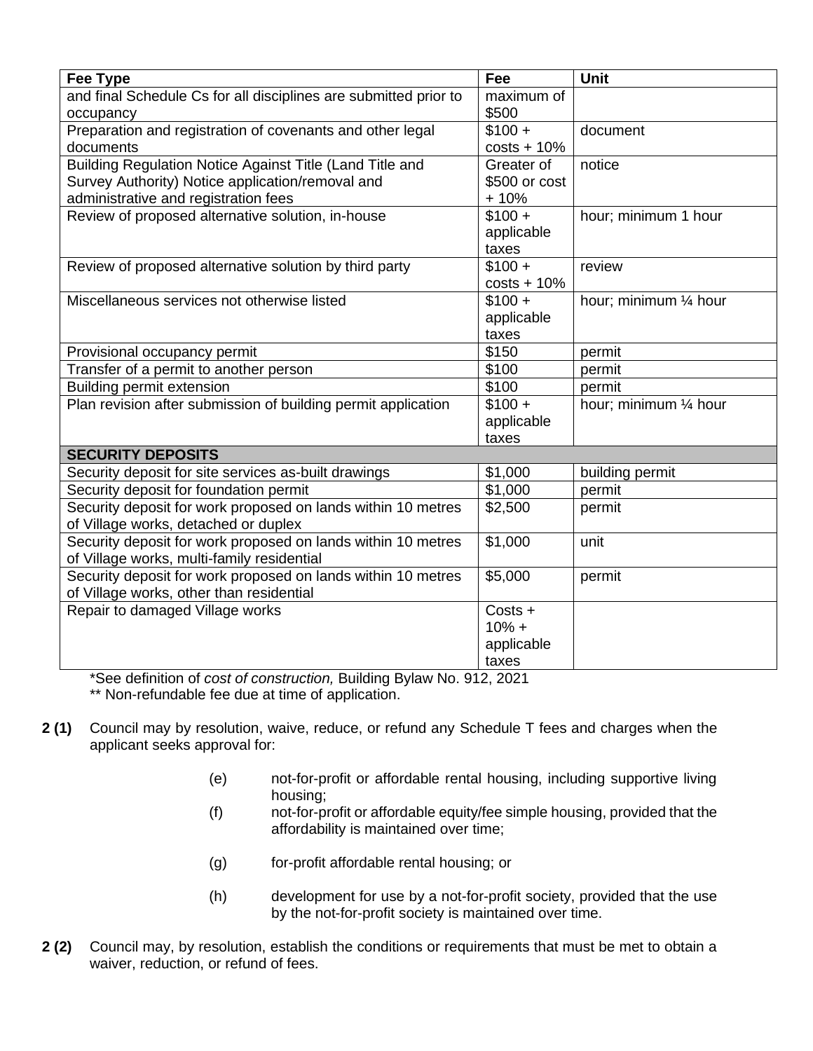| Fee Type | Fee | Unit |
|---|---|---|
| and final Schedule Cs for all disciplines are submitted prior to occupancy | maximum of $500 | |
| Preparation and registration of covenants and other legal documents | $100 + costs + 10% | document |
| Building Regulation Notice Against Title (Land Title and Survey Authority) Notice application/removal and administrative and registration fees | Greater of $500 or cost + 10% | notice |
| Review of proposed alternative solution, in-house | $100 + applicable taxes | hour; minimum 1 hour |
| Review of proposed alternative solution by third party | $100 + costs + 10% | review |
| Miscellaneous services not otherwise listed | $100 + applicable taxes | hour; minimum ¼ hour |
| Provisional occupancy permit | $150 | permit |
| Transfer of a permit to another person | $100 | permit |
| Building permit extension | $100 | permit |
| Plan revision after submission of building permit application | $100 + applicable taxes | hour; minimum ¼ hour |
| **SECURITY DEPOSITS** | | |
| Security deposit for site services as-built drawings | $1,000 | building permit |
| Security deposit for foundation permit | $1,000 | permit |
| Security deposit for work proposed on lands within 10 metres of Village works, detached or duplex | $2,500 | permit |
| Security deposit for work proposed on lands within 10 metres of Village works, multi-family residential | $1,000 | unit |
| Security deposit for work proposed on lands within 10 metres of Village works, other than residential | $5,000 | permit |
| Repair to damaged Village works | Costs + 10% + applicable taxes | |

*See definition of *cost of construction,* Building Bylaw No. 912, 2021

** Non-refundable fee due at time of application.

**2 (1)** Council may by resolution, waive, reduce, or refund any Schedule T fees and charges when the applicant seeks approval for:

(e) not-for-profit or affordable rental housing, including supportive living housing;

(f) not-for-profit or affordable equity/fee simple housing, provided that the affordability is maintained over time;

(g) for-profit affordable rental housing; or

(h) development for use by a not-for-profit society, provided that the use by the not-for-profit society is maintained over time.

**2 (2)** Council may, by resolution, establish the conditions or requirements that must be met to obtain a waiver, reduction, or refund of fees.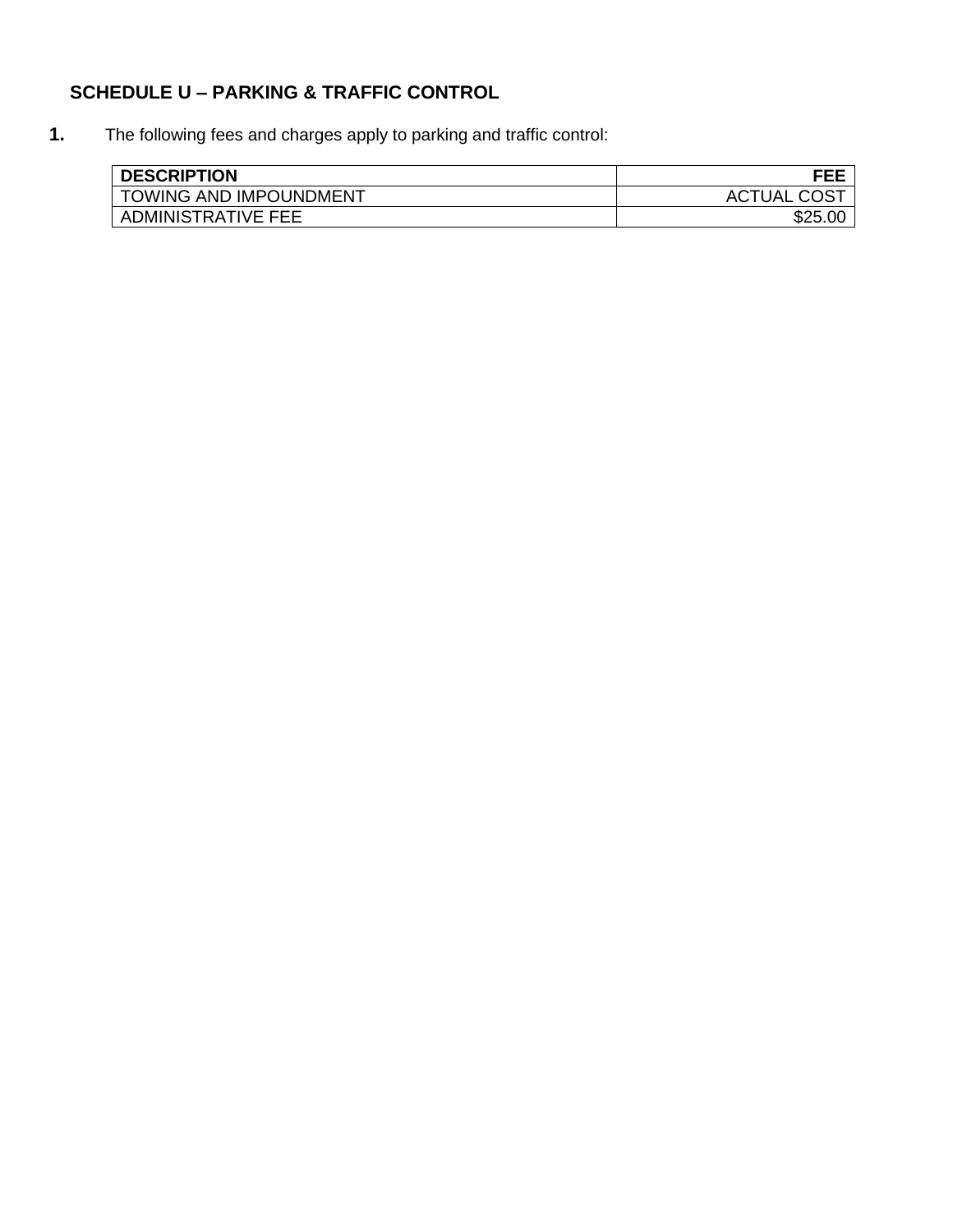## SCHEDULE U – PARKING & TRAFFIC CONTROL

**1.** The following fees and charges apply to parking and traffic control:

| DESCRIPTION | FEE |
|---|---:|
| TOWING AND IMPOUNDMENT | ACTUAL COST |
| ADMINISTRATIVE FEE | $25.00 |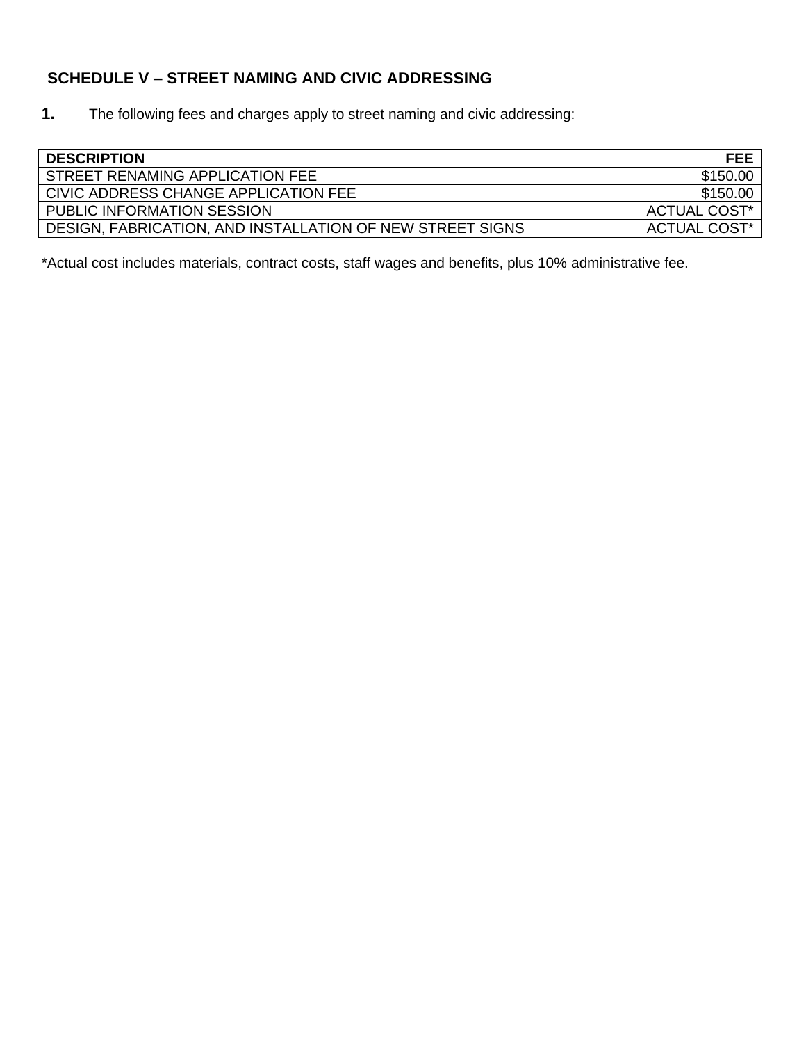## SCHEDULE V – STREET NAMING AND CIVIC ADDRESSING

**1.** The following fees and charges apply to street naming and civic addressing:

| DESCRIPTION | FEE |
|---|---:|
| STREET RENAMING APPLICATION FEE | $150.00 |
| CIVIC ADDRESS CHANGE APPLICATION FEE | $150.00 |
| PUBLIC INFORMATION SESSION | ACTUAL COST* |
| DESIGN, FABRICATION, AND INSTALLATION OF NEW STREET SIGNS | ACTUAL COST* |

*Actual cost includes materials, contract costs, staff wages and benefits, plus 10% administrative fee.